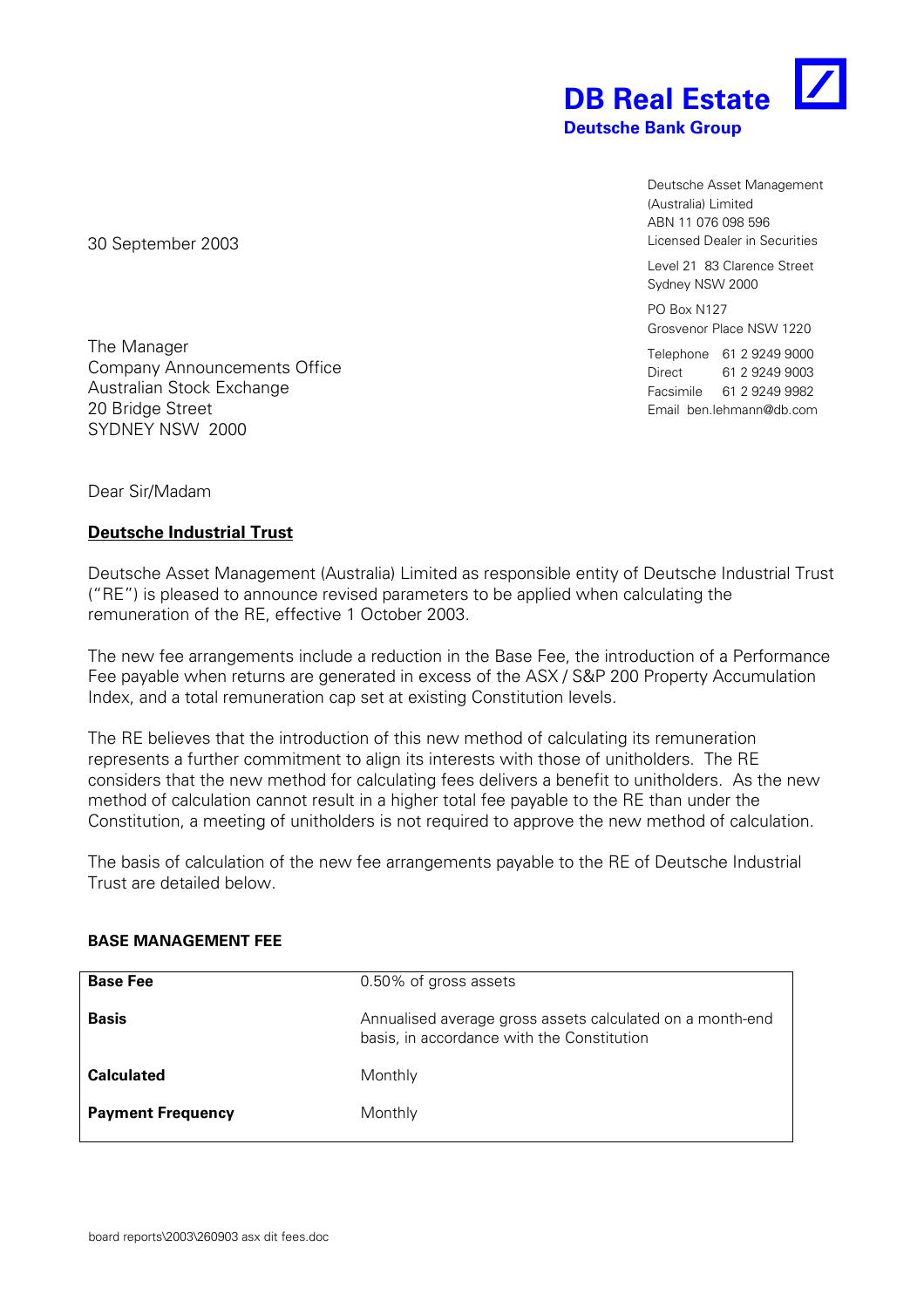**DB Real Estate**
**Deutsche Bank Group**

Deutsche Asset Management (Australia) Limited
ABN 11 076 098 596
Licensed Dealer in Securities

Level 21 83 Clarence Street
Sydney NSW 2000

PO Box N127
Grosvenor Place NSW 1220

Telephone 61 2 9249 9000
Direct 61 2 9249 9003
Facsimile 61 2 9249 9982
Email ben.lehmann@db.com

30 September 2003

The Manager
Company Announcements Office
Australian Stock Exchange
20 Bridge Street
SYDNEY NSW 2000

Dear Sir/Madam

**Deutsche Industrial Trust**

Deutsche Asset Management (Australia) Limited as responsible entity of Deutsche Industrial Trust ("RE") is pleased to announce revised parameters to be applied when calculating the remuneration of the RE, effective 1 October 2003.

The new fee arrangements include a reduction in the Base Fee, the introduction of a Performance Fee payable when returns are generated in excess of the ASX / S&P 200 Property Accumulation Index, and a total remuneration cap set at existing Constitution levels.

The RE believes that the introduction of this new method of calculating its remuneration represents a further commitment to align its interests with those of unitholders. The RE considers that the new method for calculating fees delivers a benefit to unitholders. As the new method of calculation cannot result in a higher total fee payable to the RE than under the Constitution, a meeting of unitholders is not required to approve the new method of calculation.

The basis of calculation of the new fee arrangements payable to the RE of Deutsche Industrial Trust are detailed below.

**BASE MANAGEMENT FEE**

| | |
|---|---|
| **Base Fee** | 0.50% of gross assets |
| **Basis** | Annualised average gross assets calculated on a month-end basis, in accordance with the Constitution |
| **Calculated** | Monthly |
| **Payment Frequency** | Monthly |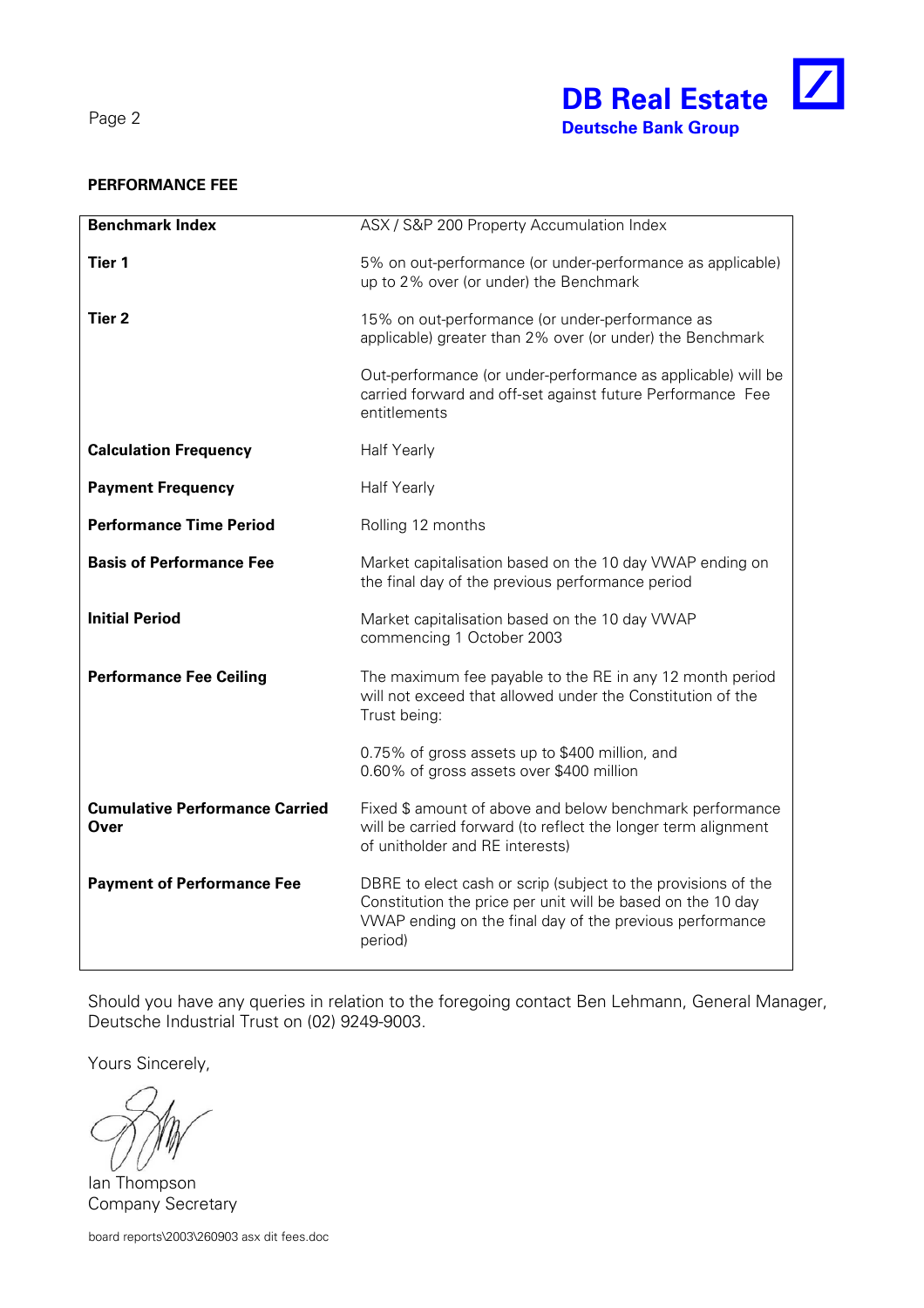**PERFORMANCE FEE**

| | |
|---|---|
| **Benchmark Index** | ASX / S&P 200 Property Accumulation Index |
| **Tier 1** | 5% on out-performance (or under-performance as applicable) up to 2% over (or under) the Benchmark |
| **Tier 2** | 15% on out-performance (or under-performance as applicable) greater than 2% over (or under) the Benchmark<br><br>Out-performance (or under-performance as applicable) will be carried forward and off-set against future Performance Fee entitlements |
| **Calculation Frequency** | Half Yearly |
| **Payment Frequency** | Half Yearly |
| **Performance Time Period** | Rolling 12 months |
| **Basis of Performance Fee** | Market capitalisation based on the 10 day VWAP ending on the final day of the previous performance period |
| **Initial Period** | Market capitalisation based on the 10 day VWAP commencing 1 October 2003 |
| **Performance Fee Ceiling** | The maximum fee payable to the RE in any 12 month period will not exceed that allowed under the Constitution of the Trust being:<br><br>0.75% of gross assets up to $400 million, and<br>0.60% of gross assets over $400 million |
| **Cumulative Performance Carried Over** | Fixed $ amount of above and below benchmark performance will be carried forward (to reflect the longer term alignment of unitholder and RE interests) |
| **Payment of Performance Fee** | DBRE to elect cash or scrip (subject to the provisions of the Constitution the price per unit will be based on the 10 day VWAP ending on the final day of the previous performance period) |

Should you have any queries in relation to the foregoing contact Ben Lehmann, General Manager, Deutsche Industrial Trust on (02) 9249-9003.

Yours Sincerely,

Ian Thompson
Company Secretary

board reports\2003\260903 asx dit fees.doc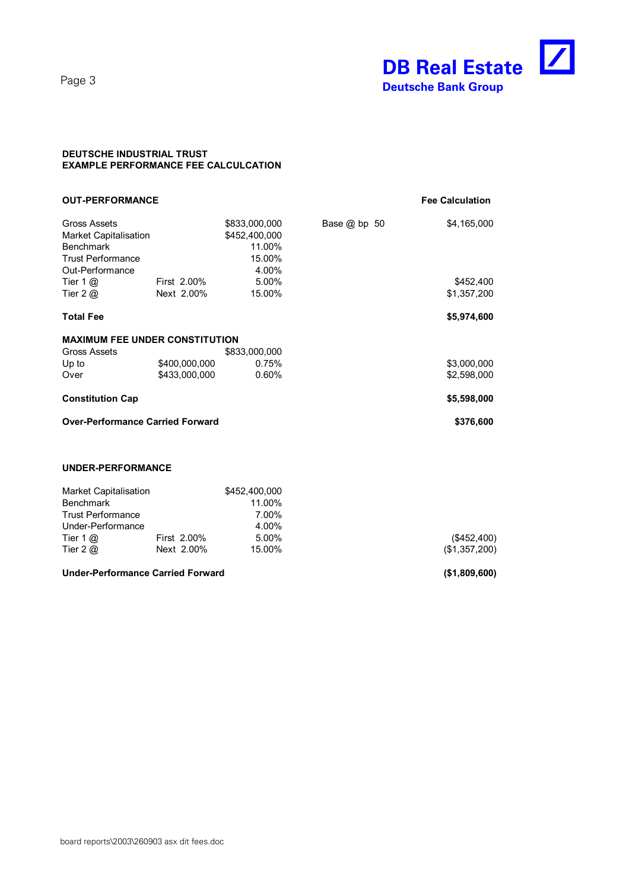**DEUTSCHE INDUSTRIAL TRUST**
**EXAMPLE PERFORMANCE FEE CALCULCATION**

| | | | | |
|---|---|---|---|---|
| **OUT-PERFORMANCE** | | | | **Fee Calculation** |
| Gross Assets | | $833,000,000 | Base @ bp 50 | $4,165,000 |
| Market Capitalisation | | $452,400,000 | | |
| Benchmark | | 11.00% | | |
| Trust Performance | | 15.00% | | |
| Out-Performance | | 4.00% | | |
| Tier 1 @ | First 2.00% | 5.00% | | $452,400 |
| Tier 2 @ | Next 2.00% | 15.00% | | $1,357,200 |
| **Total Fee** | | | | **$5,974,600** |
| **MAXIMUM FEE UNDER CONSTITUTION** | | | | |
| Gross Assets | | $833,000,000 | | |
| Up to | $400,000,000 | 0.75% | | $3,000,000 |
| Over | $433,000,000 | 0.60% | | $2,598,000 |
| **Constitution Cap** | | | | **$5,598,000** |
| **Over-Performance Carried Forward** | | | | **$376,600** |

| | | | |
|---|---|---|---|
| **UNDER-PERFORMANCE** | | | |
| Market Capitalisation | | $452,400,000 | |
| Benchmark | | 11.00% | |
| Trust Performance | | 7.00% | |
| Under-Performance | | 4.00% | |
| Tier 1 @ | First 2.00% | 5.00% | ($452,400) |
| Tier 2 @ | Next 2.00% | 15.00% | ($1,357,200) |
| **Under-Performance Carried Forward** | | | **($1,809,600)** |

board reports\2003\260903 asx dit fees.doc